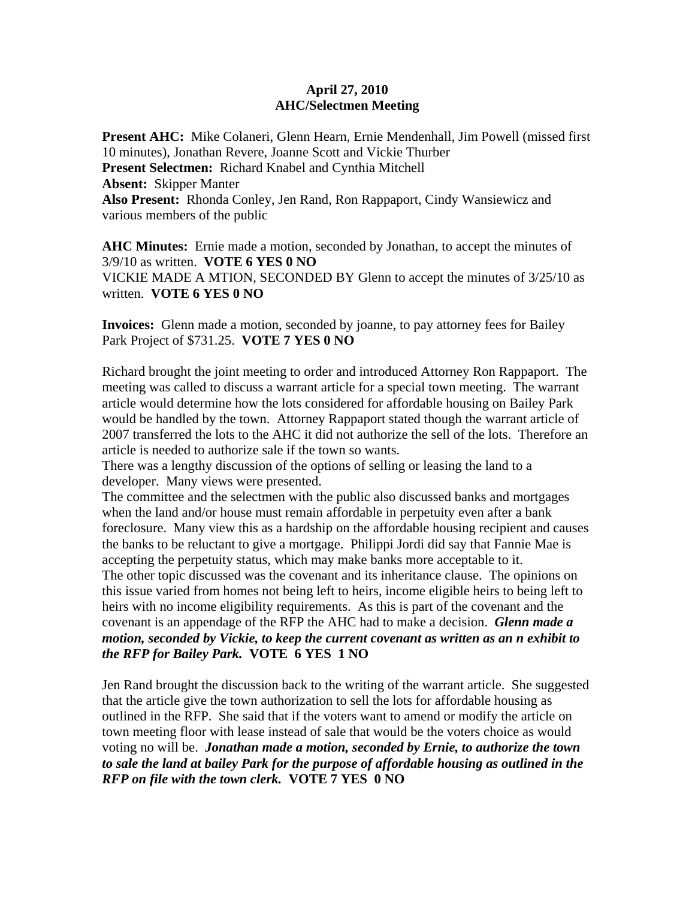**April 27, 2010**
**AHC/Selectmen Meeting**

**Present AHC:** Mike Colaneri, Glenn Hearn, Ernie Mendenhall, Jim Powell (missed first 10 minutes), Jonathan Revere, Joanne Scott and Vickie Thurber
**Present Selectmen:** Richard Knabel and Cynthia Mitchell
**Absent:** Skipper Manter
**Also Present:** Rhonda Conley, Jen Rand, Ron Rappaport, Cindy Wansiewicz and various members of the public

**AHC Minutes:** Ernie made a motion, seconded by Jonathan, to accept the minutes of 3/9/10 as written. **VOTE 6 YES 0 NO**
VICKIE MADE A MTION, SECONDED BY Glenn to accept the minutes of 3/25/10 as written. **VOTE 6 YES 0 NO**

**Invoices:** Glenn made a motion, seconded by joanne, to pay attorney fees for Bailey Park Project of $731.25. **VOTE 7 YES 0 NO**

Richard brought the joint meeting to order and introduced Attorney Ron Rappaport. The meeting was called to discuss a warrant article for a special town meeting. The warrant article would determine how the lots considered for affordable housing on Bailey Park would be handled by the town. Attorney Rappaport stated though the warrant article of 2007 transferred the lots to the AHC it did not authorize the sell of the lots. Therefore an article is needed to authorize sale if the town so wants.
There was a lengthy discussion of the options of selling or leasing the land to a developer. Many views were presented.
The committee and the selectmen with the public also discussed banks and mortgages when the land and/or house must remain affordable in perpetuity even after a bank foreclosure. Many view this as a hardship on the affordable housing recipient and causes the banks to be reluctant to give a mortgage. Philippi Jordi did say that Fannie Mae is accepting the perpetuity status, which may make banks more acceptable to it.
The other topic discussed was the covenant and its inheritance clause. The opinions on this issue varied from homes not being left to heirs, income eligible heirs to being left to heirs with no income eligibility requirements. As this is part of the covenant and the covenant is an appendage of the RFP the AHC had to make a decision. ***Glenn made a motion, seconded by Vickie, to keep the current covenant as written as an n exhibit to the RFP for Bailey Park.*** **VOTE 6 YES 1 NO**

Jen Rand brought the discussion back to the writing of the warrant article. She suggested that the article give the town authorization to sell the lots for affordable housing as outlined in the RFP. She said that if the voters want to amend or modify the article on town meeting floor with lease instead of sale that would be the voters choice as would voting no will be. ***Jonathan made a motion, seconded by Ernie, to authorize the town to sale the land at bailey Park for the purpose of affordable housing as outlined in the RFP on file with the town clerk.*** **VOTE 7 YES 0 NO**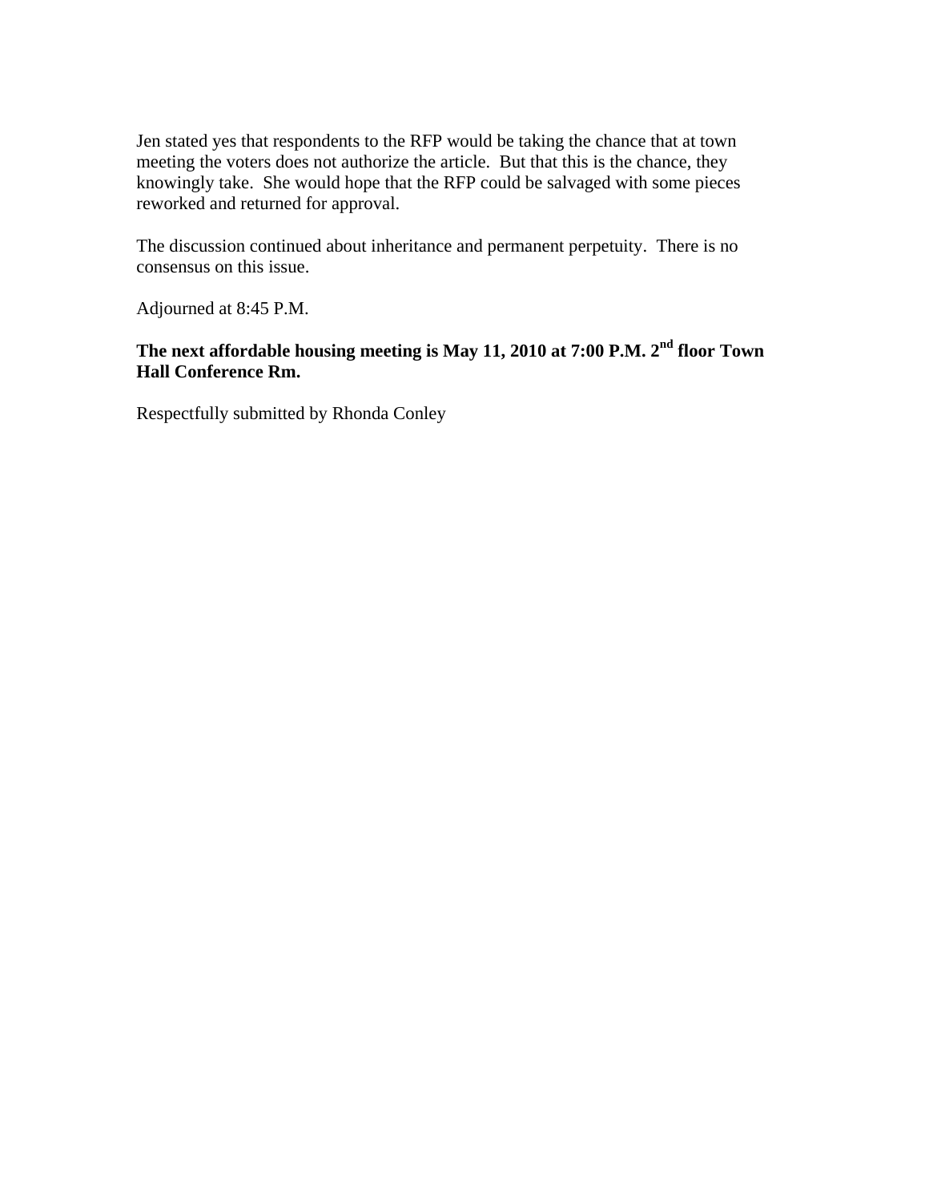Jen stated yes that respondents to the RFP would be taking the chance that at town meeting the voters does not authorize the article. But that this is the chance, they knowingly take. She would hope that the RFP could be salvaged with some pieces reworked and returned for approval.

The discussion continued about inheritance and permanent perpetuity. There is no consensus on this issue.

Adjourned at 8:45 P.M.

**The next affordable housing meeting is May 11, 2010 at 7:00 P.M. 2nd floor Town Hall Conference Rm.**

Respectfully submitted by Rhonda Conley